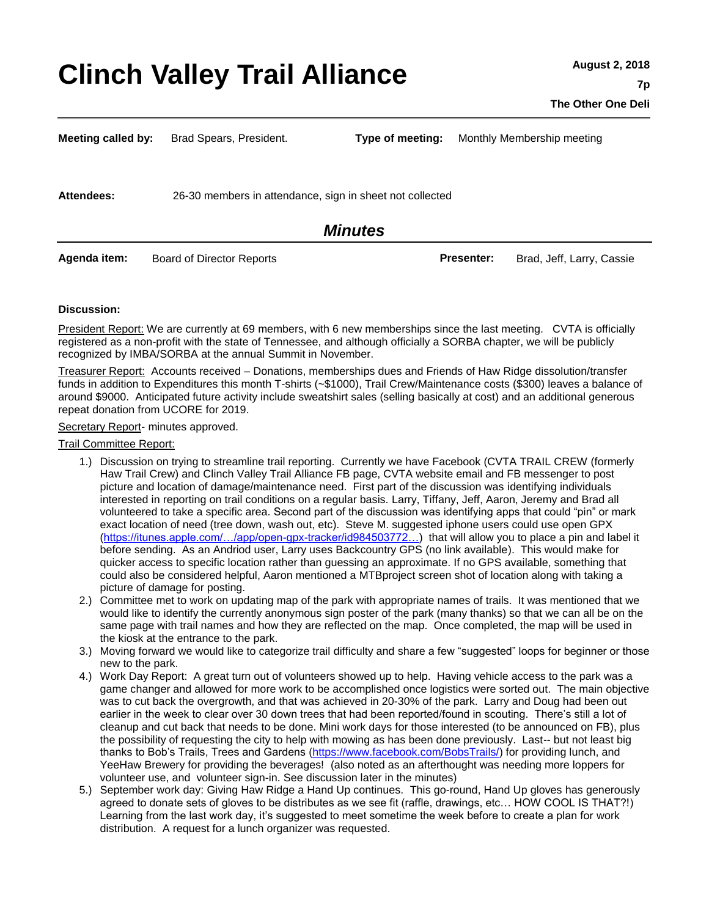# Clinch Valley Trail Alliance

**August 2, 2018**

**7p**

**The Other One Deli**

**Meeting called by:** Brad Spears, President. **Type of meeting:** Monthly Membership meeting

**Attendees:** 26-30 members in attendance, sign in sheet not collected

## *Minutes*

**Agenda item:** Board of Director Reports **Presenter:** Brad, Jeff, Larry, Cassie

**Discussion:**

President Report: We are currently at 69 members, with 6 new memberships since the last meeting. CVTA is officially registered as a non-profit with the state of Tennessee, and although officially a SORBA chapter, we will be publicly recognized by IMBA/SORBA at the annual Summit in November.

Treasurer Report: Accounts received – Donations, memberships dues and Friends of Haw Ridge dissolution/transfer funds in addition to Expenditures this month T-shirts (~$1000), Trail Crew/Maintenance costs ($300) leaves a balance of around $9000. Anticipated future activity include sweatshirt sales (selling basically at cost) and an additional generous repeat donation from UCORE for 2019.

Secretary Report- minutes approved.

Trail Committee Report:

1.) Discussion on trying to streamline trail reporting. Currently we have Facebook (CVTA TRAIL CREW (formerly Haw Trail Crew) and Clinch Valley Trail Alliance FB page, CVTA website email and FB messenger to post picture and location of damage/maintenance need. First part of the discussion was identifying individuals interested in reporting on trail conditions on a regular basis. Larry, Tiffany, Jeff, Aaron, Jeremy and Brad all volunteered to take a specific area. Second part of the discussion was identifying apps that could "pin" or mark exact location of need (tree down, wash out, etc). Steve M. suggested iphone users could use open GPX (https://itunes.apple.com/…/app/open-gpx-tracker/id984503772…) that will allow you to place a pin and label it before sending. As an Andriod user, Larry uses Backcountry GPS (no link available). This would make for quicker access to specific location rather than guessing an approximate. If no GPS available, something that could also be considered helpful, Aaron mentioned a MTBproject screen shot of location along with taking a picture of damage for posting.
2.) Committee met to work on updating map of the park with appropriate names of trails. It was mentioned that we would like to identify the currently anonymous sign poster of the park (many thanks) so that we can all be on the same page with trail names and how they are reflected on the map. Once completed, the map will be used in the kiosk at the entrance to the park.
3.) Moving forward we would like to categorize trail difficulty and share a few "suggested" loops for beginner or those new to the park.
4.) Work Day Report: A great turn out of volunteers showed up to help. Having vehicle access to the park was a game changer and allowed for more work to be accomplished once logistics were sorted out. The main objective was to cut back the overgrowth, and that was achieved in 20-30% of the park. Larry and Doug had been out earlier in the week to clear over 30 down trees that had been reported/found in scouting. There's still a lot of cleanup and cut back that needs to be done. Mini work days for those interested (to be announced on FB), plus the possibility of requesting the city to help with mowing as has been done previously. Last-- but not least big thanks to Bob's Trails, Trees and Gardens (https://www.facebook.com/BobsTrails/) for providing lunch, and YeeHaw Brewery for providing the beverages! (also noted as an afterthought was needing more loppers for volunteer use, and volunteer sign-in. See discussion later in the minutes)
5.) September work day: Giving Haw Ridge a Hand Up continues. This go-round, Hand Up gloves has generously agreed to donate sets of gloves to be distributes as we see fit (raffle, drawings, etc… HOW COOL IS THAT?!) Learning from the last work day, it's suggested to meet sometime the week before to create a plan for work distribution. A request for a lunch organizer was requested.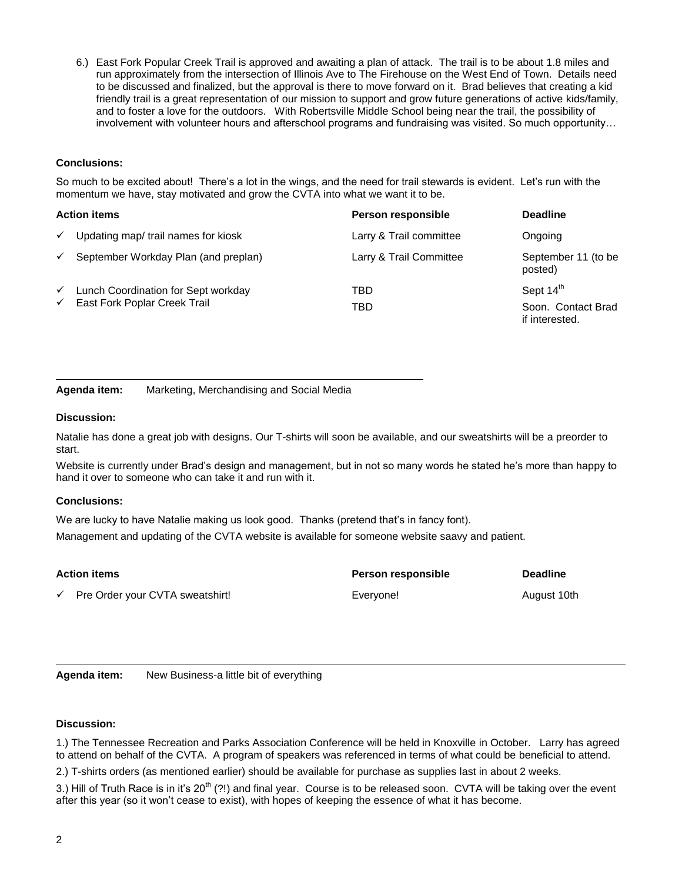6.) East Fork Popular Creek Trail is approved and awaiting a plan of attack. The trail is to be about 1.8 miles and run approximately from the intersection of Illinois Ave to The Firehouse on the West End of Town. Details need to be discussed and finalized, but the approval is there to move forward on it. Brad believes that creating a kid friendly trail is a great representation of our mission to support and grow future generations of active kids/family, and to foster a love for the outdoors. With Robertsville Middle School being near the trail, the possibility of involvement with volunteer hours and afterschool programs and fundraising was visited. So much opportunity…

**Conclusions:**

So much to be excited about! There's a lot in the wings, and the need for trail stewards is evident. Let's run with the momentum we have, stay motivated and grow the CVTA into what we want it to be.

| Action items | Person responsible | Deadline |
|---|---|---|
| ✓ Updating map/ trail names for kiosk | Larry & Trail committee | Ongoing |
| ✓ September Workday Plan (and preplan) | Larry & Trail Committee | September 11 (to be posted) |
| ✓ Lunch Coordination for Sept workday | TBD | Sept 14th |
| ✓ East Fork Poplar Creek Trail | TBD | Soon. Contact Brad if interested. |

---

**Agenda item:** Marketing, Merchandising and Social Media

**Discussion:**

Natalie has done a great job with designs. Our T-shirts will soon be available, and our sweatshirts will be a preorder to start.

Website is currently under Brad's design and management, but in not so many words he stated he's more than happy to hand it over to someone who can take it and run with it.

**Conclusions:**

We are lucky to have Natalie making us look good. Thanks (pretend that's in fancy font).

Management and updating of the CVTA website is available for someone website saavy and patient.

| Action items | Person responsible | Deadline |
|---|---|---|
| ✓ Pre Order your CVTA sweatshirt! | Everyone! | August 10th |

---

**Agenda item:** New Business-a little bit of everything

**Discussion:**

1.) The Tennessee Recreation and Parks Association Conference will be held in Knoxville in October. Larry has agreed to attend on behalf of the CVTA. A program of speakers was referenced in terms of what could be beneficial to attend.

2.) T-shirts orders (as mentioned earlier) should be available for purchase as supplies last in about 2 weeks.

3.) Hill of Truth Race is in it's 20th (?!) and final year. Course is to be released soon. CVTA will be taking over the event after this year (so it won't cease to exist), with hopes of keeping the essence of what it has become.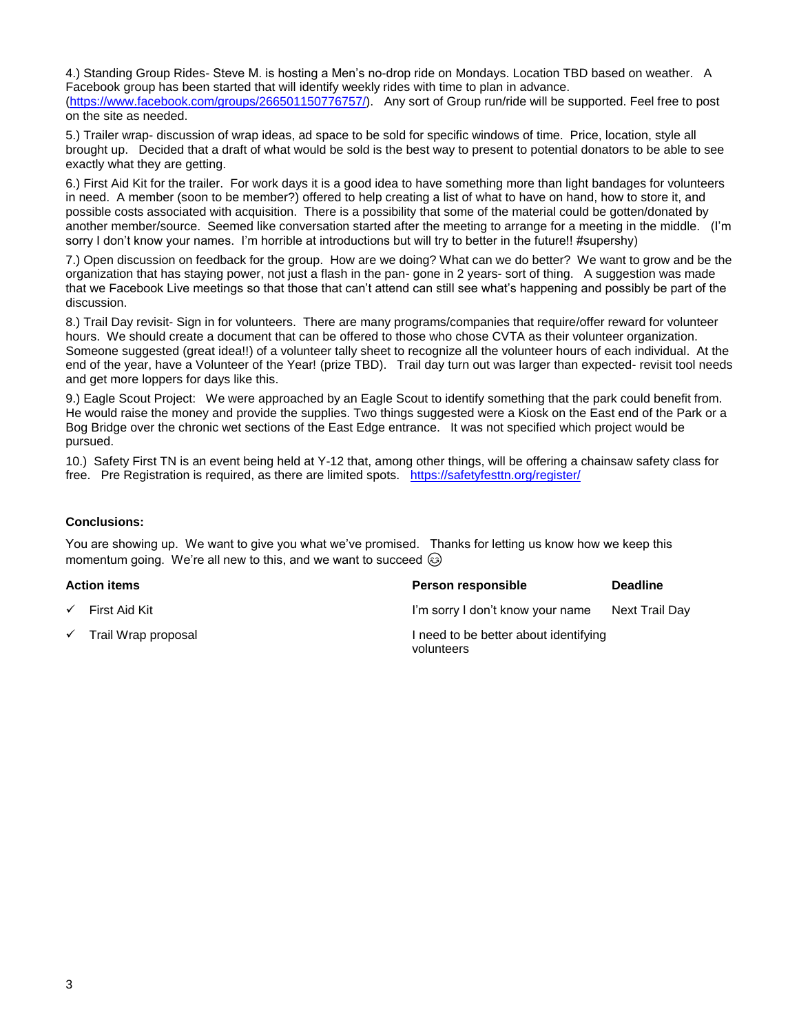4.) Standing Group Rides- Steve M. is hosting a Men's no-drop ride on Mondays. Location TBD based on weather. A Facebook group has been started that will identify weekly rides with time to plan in advance. (https://www.facebook.com/groups/266501150776757/). Any sort of Group run/ride will be supported. Feel free to post on the site as needed.

5.) Trailer wrap- discussion of wrap ideas, ad space to be sold for specific windows of time. Price, location, style all brought up. Decided that a draft of what would be sold is the best way to present to potential donators to be able to see exactly what they are getting.

6.) First Aid Kit for the trailer. For work days it is a good idea to have something more than light bandages for volunteers in need. A member (soon to be member?) offered to help creating a list of what to have on hand, how to store it, and possible costs associated with acquisition. There is a possibility that some of the material could be gotten/donated by another member/source. Seemed like conversation started after the meeting to arrange for a meeting in the middle. (I'm sorry I don't know your names. I'm horrible at introductions but will try to better in the future!! #supershy)

7.) Open discussion on feedback for the group. How are we doing? What can we do better? We want to grow and be the organization that has staying power, not just a flash in the pan- gone in 2 years- sort of thing. A suggestion was made that we Facebook Live meetings so that those that can't attend can still see what's happening and possibly be part of the discussion.

8.) Trail Day revisit- Sign in for volunteers. There are many programs/companies that require/offer reward for volunteer hours. We should create a document that can be offered to those who chose CVTA as their volunteer organization. Someone suggested (great idea!!) of a volunteer tally sheet to recognize all the volunteer hours of each individual. At the end of the year, have a Volunteer of the Year! (prize TBD). Trail day turn out was larger than expected- revisit tool needs and get more loppers for days like this.

9.) Eagle Scout Project: We were approached by an Eagle Scout to identify something that the park could benefit from. He would raise the money and provide the supplies. Two things suggested were a Kiosk on the East end of the Park or a Bog Bridge over the chronic wet sections of the East Edge entrance. It was not specified which project would be pursued.

10.) Safety First TN is an event being held at Y-12 that, among other things, will be offering a chainsaw safety class for free. Pre Registration is required, as there are limited spots. https://safetyfesttn.org/register/

**Conclusions:**

You are showing up. We want to give you what we've promised. Thanks for letting us know how we keep this momentum going. We're all new to this, and we want to succeed 😉

| Action items | Person responsible | Deadline |
| --- | --- | --- |
| ✓ First Aid Kit | I'm sorry I don't know your name | Next Trail Day |
| ✓ Trail Wrap proposal | I need to be better about identifying volunteers | |